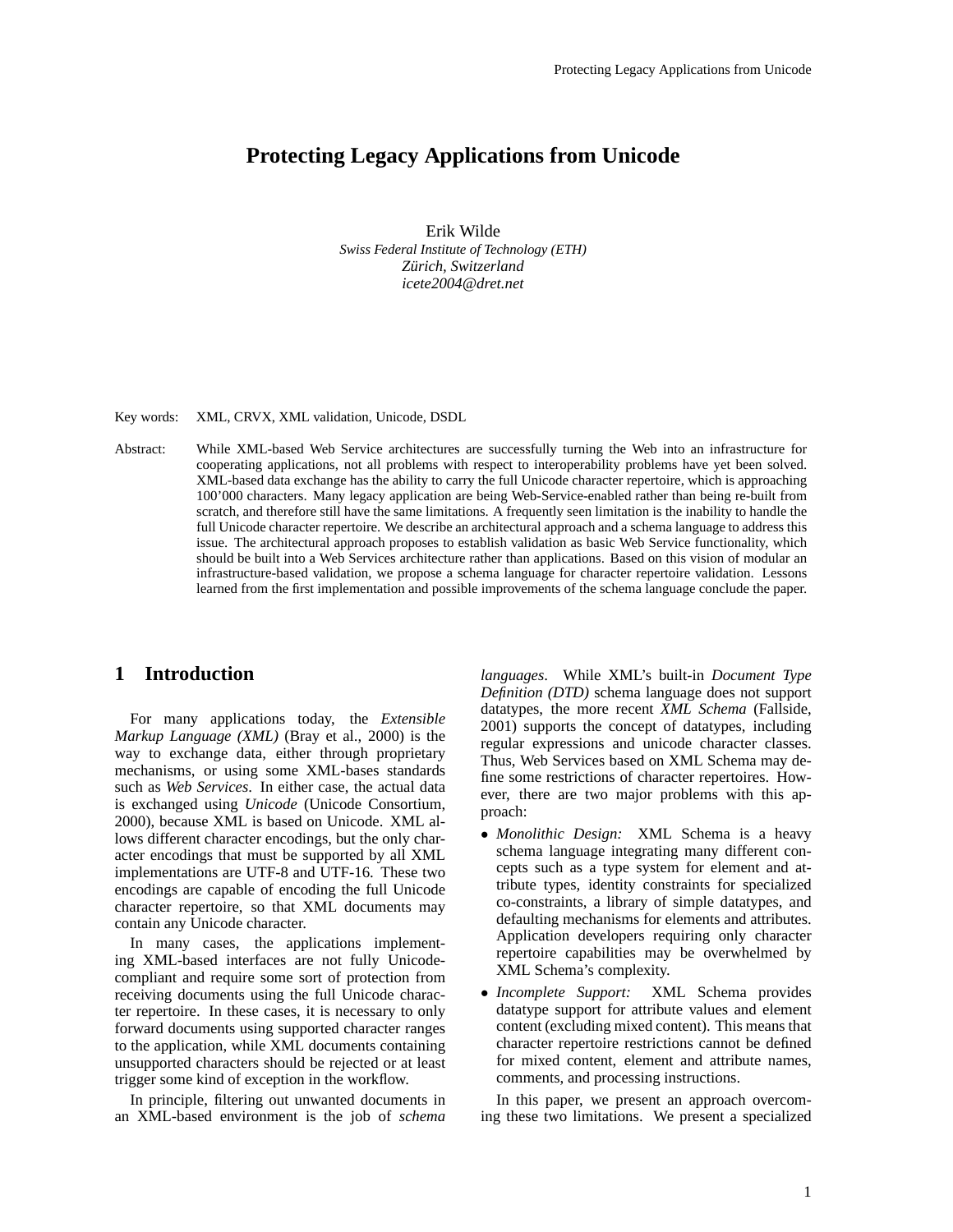# Protecting Legacy Applications from Unicode

Erik Wilde
*Swiss Federal Institute of Technology (ETH)*
*Zürich, Switzerland*
*icete2004@dret.net*

Key words: XML, CRVX, XML validation, Unicode, DSDL

Abstract: While XML-based Web Service architectures are successfully turning the Web into an infrastructure for cooperating applications, not all problems with respect to interoperability problems have yet been solved. XML-based data exchange has the ability to carry the full Unicode character repertoire, which is approaching 100'000 characters. Many legacy application are being Web-Service-enabled rather than being re-built from scratch, and therefore still have the same limitations. A frequently seen limitation is the inability to handle the full Unicode character repertoire. We describe an architectural approach and a schema language to address this issue. The architectural approach proposes to establish validation as basic Web Service functionality, which should be built into a Web Services architecture rather than applications. Based on this vision of modular an infrastructure-based validation, we propose a schema language for character repertoire validation. Lessons learned from the first implementation and possible improvements of the schema language conclude the paper.

## 1 Introduction

For many applications today, the *Extensible Markup Language (XML)* (Bray et al., 2000) is the way to exchange data, either through proprietary mechanisms, or using some XML-bases standards such as *Web Services*. In either case, the actual data is exchanged using *Unicode* (Unicode Consortium, 2000), because XML is based on Unicode. XML allows different character encodings, but the only character encodings that must be supported by all XML implementations are UTF-8 and UTF-16. These two encodings are capable of encoding the full Unicode character repertoire, so that XML documents may contain any Unicode character.

In many cases, the applications implementing XML-based interfaces are not fully Unicode-compliant and require some sort of protection from receiving documents using the full Unicode character repertoire. In these cases, it is necessary to only forward documents using supported character ranges to the application, while XML documents containing unsupported characters should be rejected or at least trigger some kind of exception in the workflow.

In principle, filtering out unwanted documents in an XML-based environment is the job of *schema languages*. While XML's built-in *Document Type Definition (DTD)* schema language does not support datatypes, the more recent *XML Schema* (Fallside, 2001) supports the concept of datatypes, including regular expressions and unicode character classes. Thus, Web Services based on XML Schema may define some restrictions of character repertoires. However, there are two major problems with this approach:

- *Monolithic Design:* XML Schema is a heavy schema language integrating many different concepts such as a type system for element and attribute types, identity constraints for specialized co-constraints, a library of simple datatypes, and defaulting mechanisms for elements and attributes. Application developers requiring only character repertoire capabilities may be overwhelmed by XML Schema's complexity.
- *Incomplete Support:* XML Schema provides datatype support for attribute values and element content (excluding mixed content). This means that character repertoire restrictions cannot be defined for mixed content, element and attribute names, comments, and processing instructions.

In this paper, we present an approach overcoming these two limitations. We present a specialized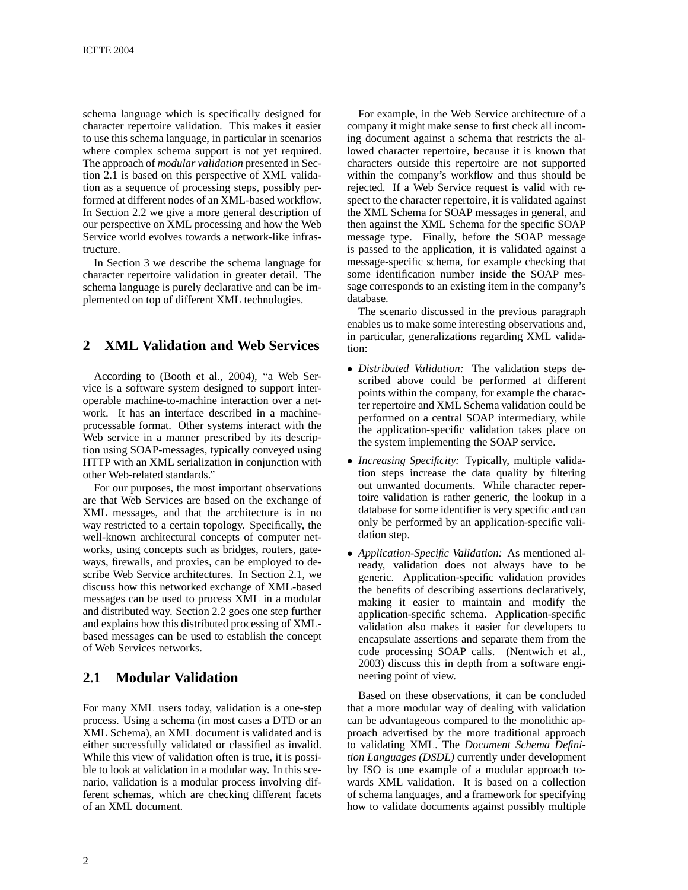schema language which is specifically designed for character repertoire validation. This makes it easier to use this schema language, in particular in scenarios where complex schema support is not yet required. The approach of *modular validation* presented in Section 2.1 is based on this perspective of XML validation as a sequence of processing steps, possibly performed at different nodes of an XML-based workflow. In Section 2.2 we give a more general description of our perspective on XML processing and how the Web Service world evolves towards a network-like infrastructure.

In Section 3 we describe the schema language for character repertoire validation in greater detail. The schema language is purely declarative and can be implemented on top of different XML technologies.

## 2 XML Validation and Web Services

According to (Booth et al., 2004), "a Web Service is a software system designed to support interoperable machine-to-machine interaction over a network. It has an interface described in a machine-processable format. Other systems interact with the Web service in a manner prescribed by its description using SOAP-messages, typically conveyed using HTTP with an XML serialization in conjunction with other Web-related standards."

For our purposes, the most important observations are that Web Services are based on the exchange of XML messages, and that the architecture is in no way restricted to a certain topology. Specifically, the well-known architectural concepts of computer networks, using concepts such as bridges, routers, gateways, firewalls, and proxies, can be employed to describe Web Service architectures. In Section 2.1, we discuss how this networked exchange of XML-based messages can be used to process XML in a modular and distributed way. Section 2.2 goes one step further and explains how this distributed processing of XML-based messages can be used to establish the concept of Web Services networks.

### 2.1 Modular Validation

For many XML users today, validation is a one-step process. Using a schema (in most cases a DTD or an XML Schema), an XML document is validated and is either successfully validated or classified as invalid. While this view of validation often is true, it is possible to look at validation in a modular way. In this scenario, validation is a modular process involving different schemas, which are checking different facets of an XML document.

For example, in the Web Service architecture of a company it might make sense to first check all incoming document against a schema that restricts the allowed character repertoire, because it is known that characters outside this repertoire are not supported within the company's workflow and thus should be rejected. If a Web Service request is valid with respect to the character repertoire, it is validated against the XML Schema for SOAP messages in general, and then against the XML Schema for the specific SOAP message type. Finally, before the SOAP message is passed to the application, it is validated against a message-specific schema, for example checking that some identification number inside the SOAP message corresponds to an existing item in the company's database.

The scenario discussed in the previous paragraph enables us to make some interesting observations and, in particular, generalizations regarding XML validation:

- *Distributed Validation:* The validation steps described above could be performed at different points within the company, for example the character repertoire and XML Schema validation could be performed on a central SOAP intermediary, while the application-specific validation takes place on the system implementing the SOAP service.
- *Increasing Specificity:* Typically, multiple validation steps increase the data quality by filtering out unwanted documents. While character repertoire validation is rather generic, the lookup in a database for some identifier is very specific and can only be performed by an application-specific validation step.
- *Application-Specific Validation:* As mentioned already, validation does not always have to be generic. Application-specific validation provides the benefits of describing assertions declaratively, making it easier to maintain and modify the application-specific schema. Application-specific validation also makes it easier for developers to encapsulate assertions and separate them from the code processing SOAP calls. (Nentwich et al., 2003) discuss this in depth from a software engineering point of view.

Based on these observations, it can be concluded that a more modular way of dealing with validation can be advantageous compared to the more traditional approach to validating XML. The *Document Schema Definition Languages (DSDL)* currently under development by ISO is one example of a modular approach towards XML validation. It is based on a collection of schema languages, and a framework for specifying how to validate documents against possibly multiple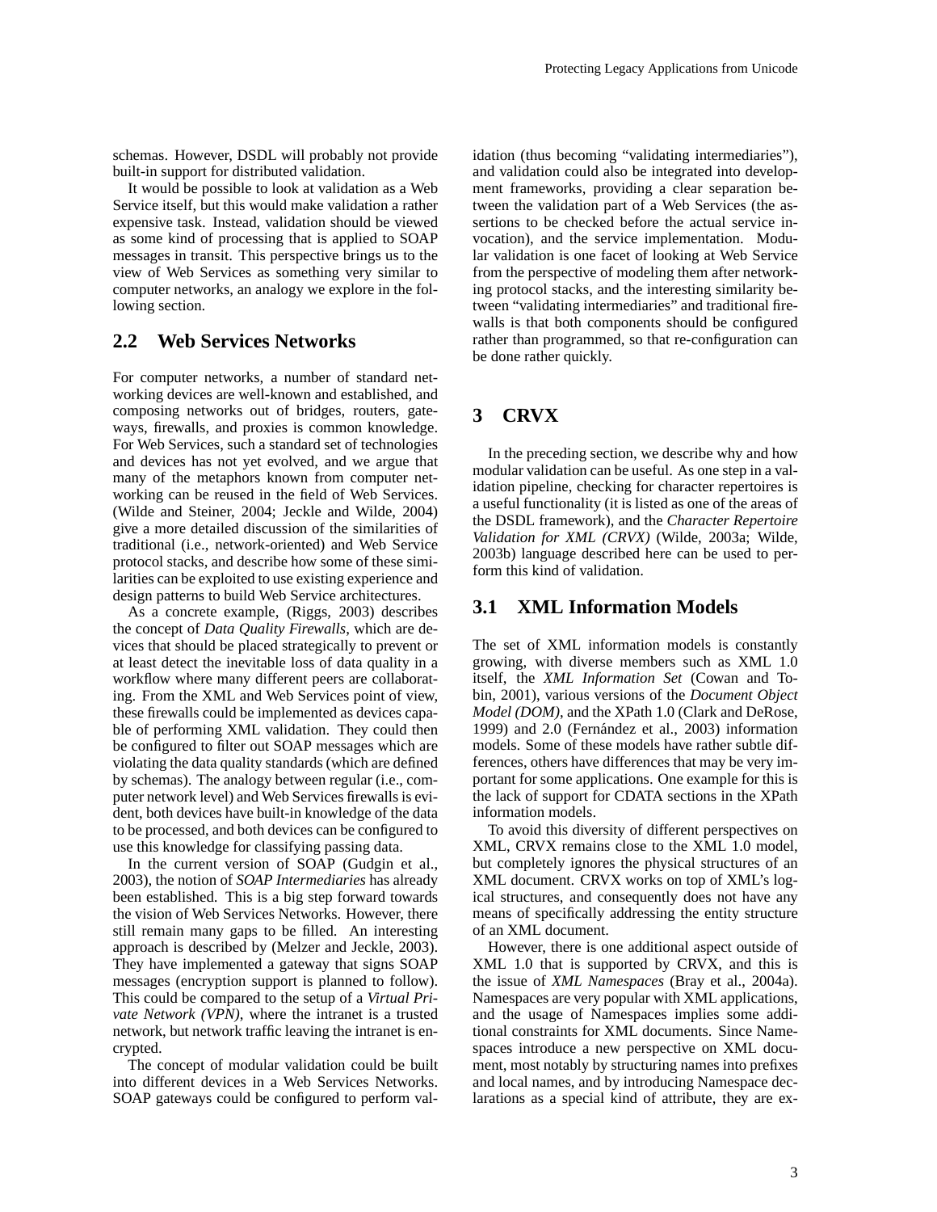schemas. However, DSDL will probably not provide built-in support for distributed validation.

It would be possible to look at validation as a Web Service itself, but this would make validation a rather expensive task. Instead, validation should be viewed as some kind of processing that is applied to SOAP messages in transit. This perspective brings us to the view of Web Services as something very similar to computer networks, an analogy we explore in the following section.

## 2.2 Web Services Networks

For computer networks, a number of standard networking devices are well-known and established, and composing networks out of bridges, routers, gateways, firewalls, and proxies is common knowledge. For Web Services, such a standard set of technologies and devices has not yet evolved, and we argue that many of the metaphors known from computer networking can be reused in the field of Web Services. (Wilde and Steiner, 2004; Jeckle and Wilde, 2004) give a more detailed discussion of the similarities of traditional (i.e., network-oriented) and Web Service protocol stacks, and describe how some of these similarities can be exploited to use existing experience and design patterns to build Web Service architectures.

As a concrete example, (Riggs, 2003) describes the concept of *Data Quality Firewalls*, which are devices that should be placed strategically to prevent or at least detect the inevitable loss of data quality in a workflow where many different peers are collaborating. From the XML and Web Services point of view, these firewalls could be implemented as devices capable of performing XML validation. They could then be configured to filter out SOAP messages which are violating the data quality standards (which are defined by schemas). The analogy between regular (i.e., computer network level) and Web Services firewalls is evident, both devices have built-in knowledge of the data to be processed, and both devices can be configured to use this knowledge for classifying passing data.

In the current version of SOAP (Gudgin et al., 2003), the notion of *SOAP Intermediaries* has already been established. This is a big step forward towards the vision of Web Services Networks. However, there still remain many gaps to be filled. An interesting approach is described by (Melzer and Jeckle, 2003). They have implemented a gateway that signs SOAP messages (encryption support is planned to follow). This could be compared to the setup of a *Virtual Private Network (VPN)*, where the intranet is a trusted network, but network traffic leaving the intranet is encrypted.

The concept of modular validation could be built into different devices in a Web Services Networks. SOAP gateways could be configured to perform validation (thus becoming "validating intermediaries"), and validation could also be integrated into development frameworks, providing a clear separation between the validation part of a Web Services (the assertions to be checked before the actual service invocation), and the service implementation. Modular validation is one facet of looking at Web Service from the perspective of modeling them after networking protocol stacks, and the interesting similarity between "validating intermediaries" and traditional firewalls is that both components should be configured rather than programmed, so that re-configuration can be done rather quickly.

# 3 CRVX

In the preceding section, we describe why and how modular validation can be useful. As one step in a validation pipeline, checking for character repertoires is a useful functionality (it is listed as one of the areas of the DSDL framework), and the *Character Repertoire Validation for XML (CRVX)* (Wilde, 2003a; Wilde, 2003b) language described here can be used to perform this kind of validation.

## 3.1 XML Information Models

The set of XML information models is constantly growing, with diverse members such as XML 1.0 itself, the *XML Information Set* (Cowan and Tobin, 2001), various versions of the *Document Object Model (DOM)*, and the XPath 1.0 (Clark and DeRose, 1999) and 2.0 (Fernández et al., 2003) information models. Some of these models have rather subtle differences, others have differences that may be very important for some applications. One example for this is the lack of support for CDATA sections in the XPath information models.

To avoid this diversity of different perspectives on XML, CRVX remains close to the XML 1.0 model, but completely ignores the physical structures of an XML document. CRVX works on top of XML's logical structures, and consequently does not have any means of specifically addressing the entity structure of an XML document.

However, there is one additional aspect outside of XML 1.0 that is supported by CRVX, and this is the issue of *XML Namespaces* (Bray et al., 2004a). Namespaces are very popular with XML applications, and the usage of Namespaces implies some additional constraints for XML documents. Since Namespaces introduce a new perspective on XML document, most notably by structuring names into prefixes and local names, and by introducing Namespace declarations as a special kind of attribute, they are ex-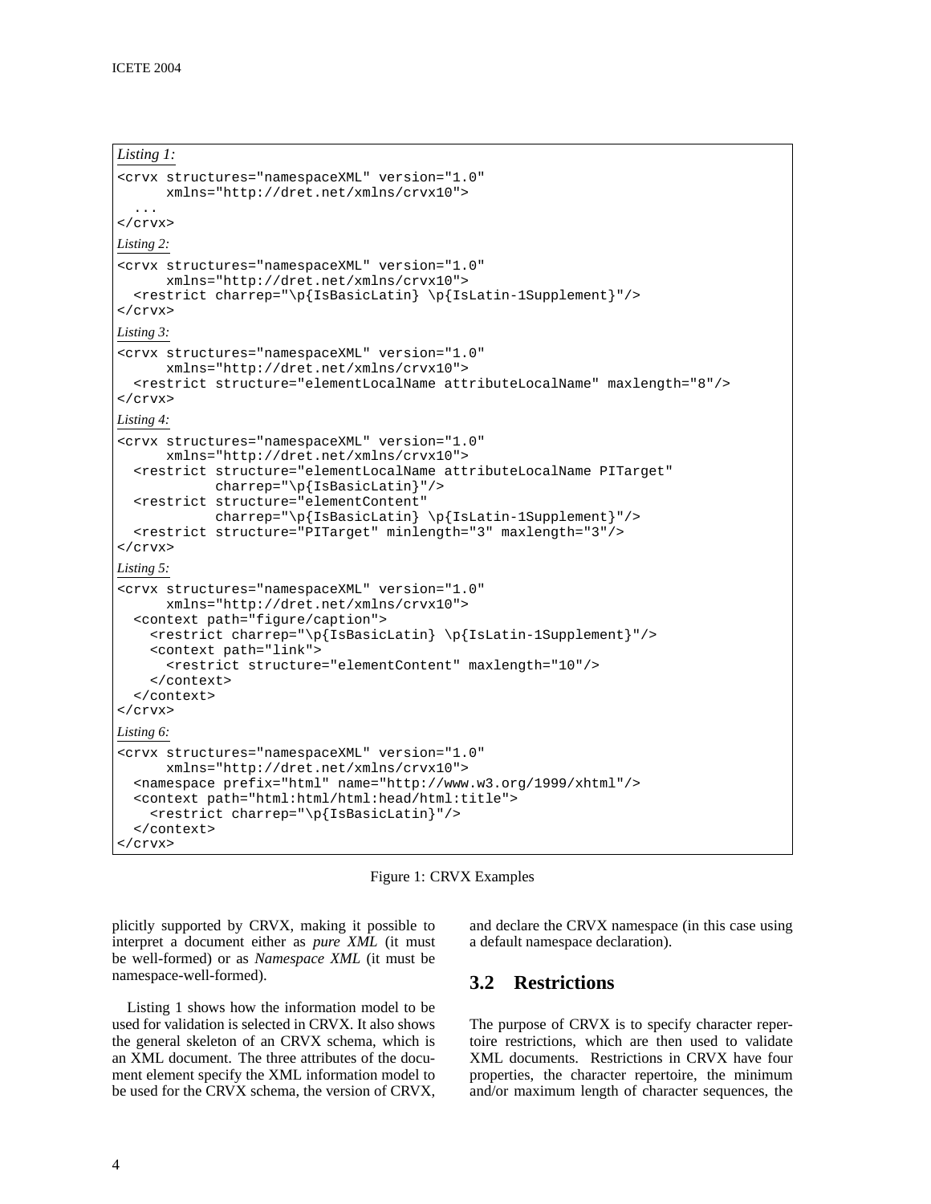*Listing 1:*

```
<crvx structures="namespaceXML" version="1.0"
      xmlns="http://dret.net/xmlns/crvx10">
  ...
</crvx>
```

*Listing 2:*

```
<crvx structures="namespaceXML" version="1.0"
      xmlns="http://dret.net/xmlns/crvx10">
  <restrict charrep="\p{IsBasicLatin} \p{IsLatin-1Supplement}"/>
</crvx>
```

*Listing 3:*

```
<crvx structures="namespaceXML" version="1.0"
      xmlns="http://dret.net/xmlns/crvx10">
  <restrict structure="elementLocalName attributeLocalName" maxlength="8"/>
</crvx>
```

*Listing 4:*

```
<crvx structures="namespaceXML" version="1.0"
      xmlns="http://dret.net/xmlns/crvx10">
  <restrict structure="elementLocalName attributeLocalName PITarget"
            charrep="\p{IsBasicLatin}"/>
  <restrict structure="elementContent"
            charrep="\p{IsBasicLatin} \p{IsLatin-1Supplement}"/>
  <restrict structure="PITarget" minlength="3" maxlength="3"/>
</crvx>
```

*Listing 5:*

```
<crvx structures="namespaceXML" version="1.0"
      xmlns="http://dret.net/xmlns/crvx10">
  <context path="figure/caption">
    <restrict charrep="\p{IsBasicLatin} \p{IsLatin-1Supplement}"/>
    <context path="link">
      <restrict structure="elementContent" maxlength="10"/>
    </context>
  </context>
</crvx>
```

*Listing 6:*

```
<crvx structures="namespaceXML" version="1.0"
      xmlns="http://dret.net/xmlns/crvx10">
  <namespace prefix="html" name="http://www.w3.org/1999/xhtml"/>
  <context path="html:html/html:head/html:title">
    <restrict charrep="\p{IsBasicLatin}"/>
  </context>
</crvx>
```

Figure 1: CRVX Examples

plicitly supported by CRVX, making it possible to interpret a document either as *pure XML* (it must be well-formed) or as *Namespace XML* (it must be namespace-well-formed).

Listing 1 shows how the information model to be used for validation is selected in CRVX. It also shows the general skeleton of an CRVX schema, which is an XML document. The three attributes of the document element specify the XML information model to be used for the CRVX schema, the version of CRVX, and declare the CRVX namespace (in this case using a default namespace declaration).

## 3.2 Restrictions

The purpose of CRVX is to specify character repertoire restrictions, which are then used to validate XML documents. Restrictions in CRVX have four properties, the character repertoire, the minimum and/or maximum length of character sequences, the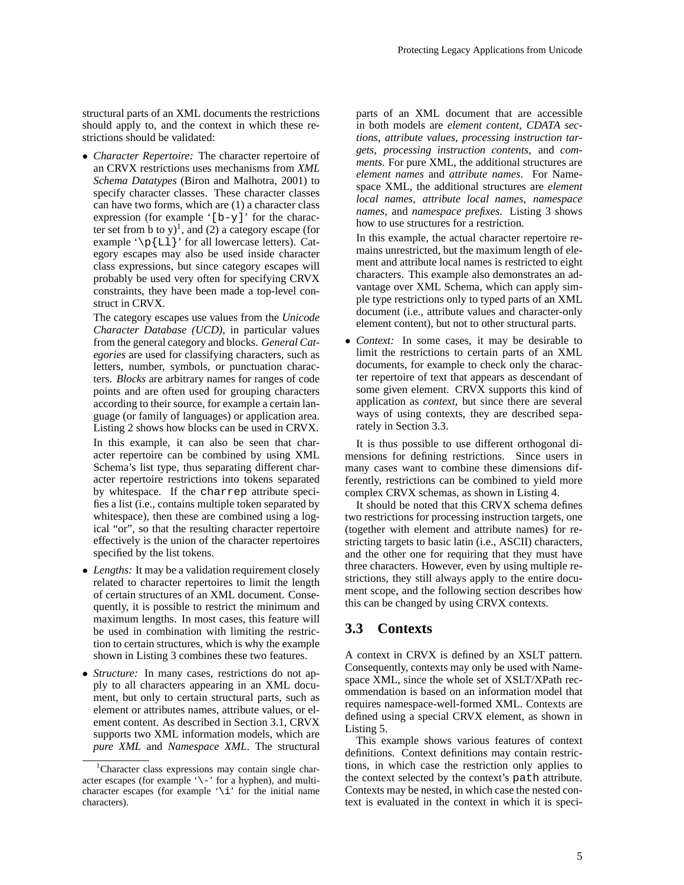structural parts of an XML documents the restrictions should apply to, and the context in which these restrictions should be validated:

- *Character Repertoire:* The character repertoire of an CRVX restrictions uses mechanisms from *XML Schema Datatypes* (Biron and Malhotra, 2001) to specify character classes. These character classes can have two forms, which are (1) a character class expression (for example '`[b-y]`' for the character set from b to y)[1], and (2) a category escape (for example '`\p{Ll}`' for all lowercase letters). Category escapes may also be used inside character class expressions, but since category escapes will probably be used very often for specifying CRVX constraints, they have been made a top-level construct in CRVX.

  The category escapes use values from the *Unicode Character Database (UCD)*, in particular values from the general category and blocks. *General Categories* are used for classifying characters, such as letters, number, symbols, or punctuation characters. *Blocks* are arbitrary names for ranges of code points and are often used for grouping characters according to their source, for example a certain language (or family of languages) or application area. Listing 2 shows how blocks can be used in CRVX.

  In this example, it can also be seen that character repertoire can be combined by using XML Schema's list type, thus separating different character repertoire restrictions into tokens separated by whitespace. If the `charrep` attribute specifies a list (i.e., contains multiple token separated by whitespace), then these are combined using a logical "or", so that the resulting character repertoire effectively is the union of the character repertoires specified by the list tokens.

- *Lengths:* It may be a validation requirement closely related to character repertoires to limit the length of certain structures of an XML document. Consequently, it is possible to restrict the minimum and maximum lengths. In most cases, this feature will be used in combination with limiting the restriction to certain structures, which is why the example shown in Listing 3 combines these two features.

- *Structure:* In many cases, restrictions do not apply to all characters appearing in an XML document, but only to certain structural parts, such as element or attributes names, attribute values, or element content. As described in Section 3.1, CRVX supports two XML information models, which are *pure XML* and *Namespace XML*. The structural parts of an XML document that are accessible in both models are *element content*, *CDATA sections*, *attribute values*, *processing instruction targets*, *processing instruction contents*, and *comments*. For pure XML, the additional structures are *element names* and *attribute names*. For Namespace XML, the additional structures are *element local names*, *attribute local names*, *namespace names*, and *namespace prefixes*. Listing 3 shows how to use structures for a restriction.

  In this example, the actual character repertoire remains unrestricted, but the maximum length of element and attribute local names is restricted to eight characters. This example also demonstrates an advantage over XML Schema, which can apply simple type restrictions only to typed parts of an XML document (i.e., attribute values and character-only element content), but not to other structural parts.

- *Context:* In some cases, it may be desirable to limit the restrictions to certain parts of an XML documents, for example to check only the character repertoire of text that appears as descendant of some given element. CRVX supports this kind of application as *context*, but since there are several ways of using contexts, they are described separately in Section 3.3.

It is thus possible to use different orthogonal dimensions for defining restrictions. Since users in many cases want to combine these dimensions differently, restrictions can be combined to yield more complex CRVX schemas, as shown in Listing 4.

It should be noted that this CRVX schema defines two restrictions for processing instruction targets, one (together with element and attribute names) for restricting targets to basic latin (i.e., ASCII) characters, and the other one for requiring that they must have three characters. However, even by using multiple restrictions, they still always apply to the entire document scope, and the following section describes how this can be changed by using CRVX contexts.

## 3.3 Contexts

A context in CRVX is defined by an XSLT pattern. Consequently, contexts may only be used with Namespace XML, since the whole set of XSLT/XPath recommendation is based on an information model that requires namespace-well-formed XML. Contexts are defined using a special CRVX element, as shown in Listing 5.

This example shows various features of context definitions. Context definitions may contain restrictions, in which case the restriction only applies to the context selected by the context's `path` attribute. Contexts may be nested, in which case the nested context is evaluated in the context in which it is speci-

[1] Character class expressions may contain single character escapes (for example '`\-`' for a hyphen), and multi-character escapes (for example '`\i`' for the initial name characters).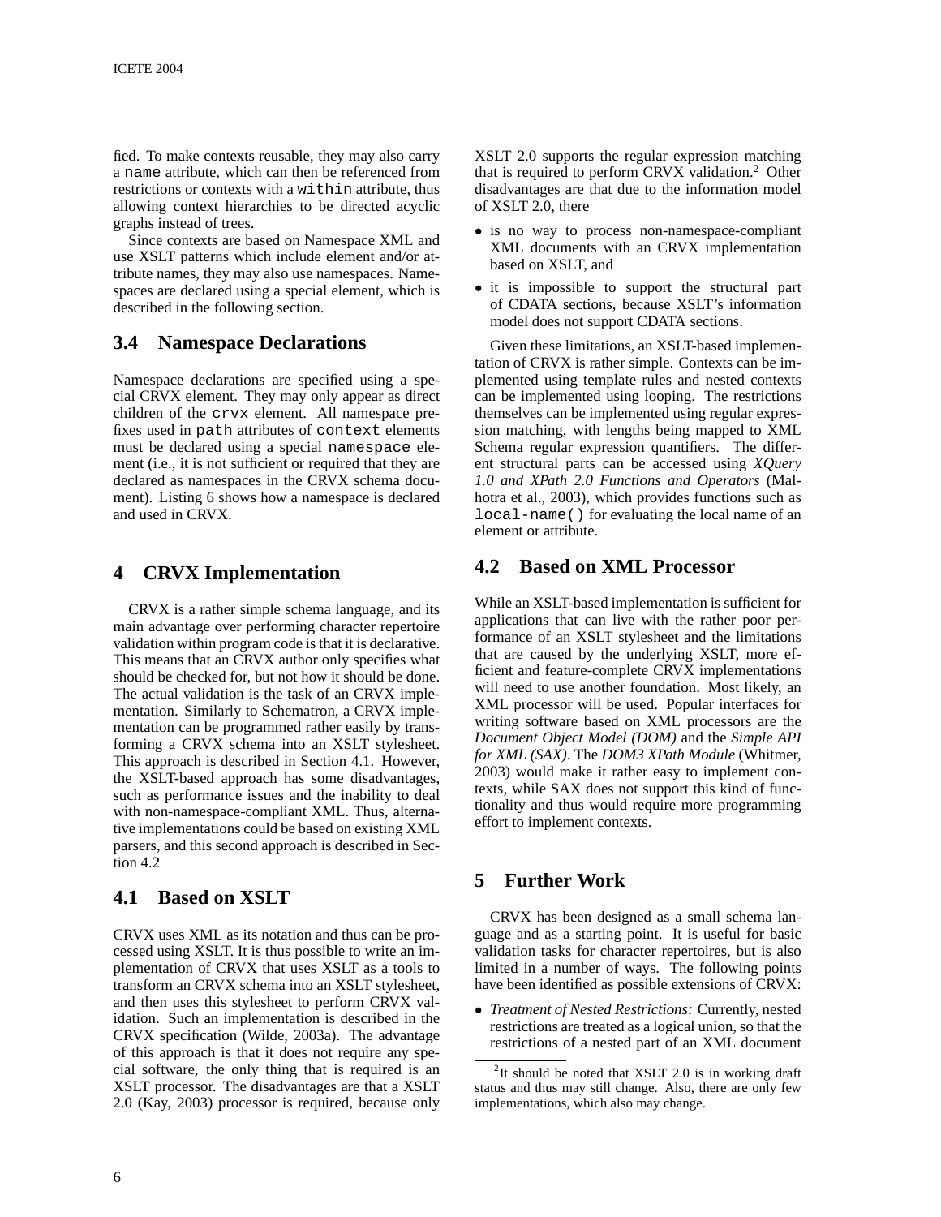fied. To make contexts reusable, they may also carry a `name` attribute, which can then be referenced from restrictions or contexts with a `within` attribute, thus allowing context hierarchies to be directed acyclic graphs instead of trees.

Since contexts are based on Namespace XML and use XSLT patterns which include element and/or attribute names, they may also use namespaces. Namespaces are declared using a special element, which is described in the following section.

## 3.4 Namespace Declarations

Namespace declarations are specified using a special CRVX element. They may only appear as direct children of the `crvx` element. All namespace prefixes used in `path` attributes of `context` elements must be declared using a special `namespace` element (i.e., it is not sufficient or required that they are declared as namespaces in the CRVX schema document). Listing 6 shows how a namespace is declared and used in CRVX.

# 4 CRVX Implementation

CRVX is a rather simple schema language, and its main advantage over performing character repertoire validation within program code is that it is declarative. This means that an CRVX author only specifies what should be checked for, but not how it should be done. The actual validation is the task of an CRVX implementation. Similarly to Schematron, a CRVX implementation can be programmed rather easily by transforming a CRVX schema into an XSLT stylesheet. This approach is described in Section 4.1. However, the XSLT-based approach has some disadvantages, such as performance issues and the inability to deal with non-namespace-compliant XML. Thus, alternative implementations could be based on existing XML parsers, and this second approach is described in Section 4.2

## 4.1 Based on XSLT

CRVX uses XML as its notation and thus can be processed using XSLT. It is thus possible to write an implementation of CRVX that uses XSLT as a tools to transform an CRVX schema into an XSLT stylesheet, and then uses this stylesheet to perform CRVX validation. Such an implementation is described in the CRVX specification (Wilde, 2003a). The advantage of this approach is that it does not require any special software, the only thing that is required is an XSLT processor. The disadvantages are that a XSLT 2.0 (Kay, 2003) processor is required, because only XSLT 2.0 supports the regular expression matching that is required to perform CRVX validation.[2] Other disadvantages are that due to the information model of XSLT 2.0, there

- is no way to process non-namespace-compliant XML documents with an CRVX implementation based on XSLT, and
- it is impossible to support the structural part of CDATA sections, because XSLT's information model does not support CDATA sections.

Given these limitations, an XSLT-based implementation of CRVX is rather simple. Contexts can be implemented using template rules and nested contexts can be implemented using looping. The restrictions themselves can be implemented using regular expression matching, with lengths being mapped to XML Schema regular expression quantifiers. The different structural parts can be accessed using *XQuery 1.0 and XPath 2.0 Functions and Operators* (Malhotra et al., 2003), which provides functions such as `local-name()` for evaluating the local name of an element or attribute.

## 4.2 Based on XML Processor

While an XSLT-based implementation is sufficient for applications that can live with the rather poor performance of an XSLT stylesheet and the limitations that are caused by the underlying XSLT, more efficient and feature-complete CRVX implementations will need to use another foundation. Most likely, an XML processor will be used. Popular interfaces for writing software based on XML processors are the *Document Object Model (DOM)* and the *Simple API for XML (SAX)*. The *DOM3 XPath Module* (Whitmer, 2003) would make it rather easy to implement contexts, while SAX does not support this kind of functionality and thus would require more programming effort to implement contexts.

# 5 Further Work

CRVX has been designed as a small schema language and as a starting point. It is useful for basic validation tasks for character repertoires, but is also limited in a number of ways. The following points have been identified as possible extensions of CRVX:

- *Treatment of Nested Restrictions:* Currently, nested restrictions are treated as a logical union, so that the restrictions of a nested part of an XML document

[2] It should be noted that XSLT 2.0 is in working draft status and thus may still change. Also, there are only few implementations, which also may change.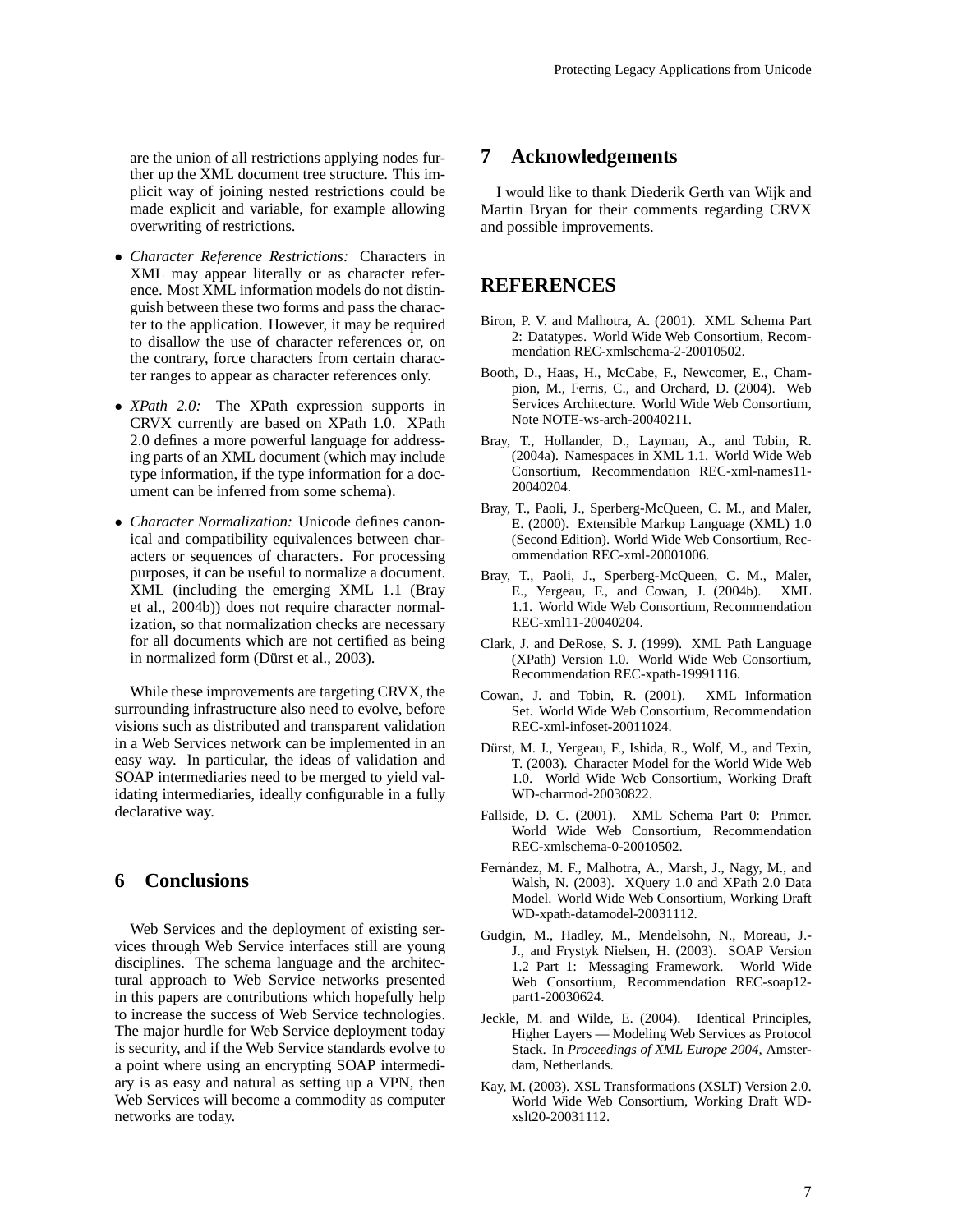are the union of all restrictions applying nodes further up the XML document tree structure. This implicit way of joining nested restrictions could be made explicit and variable, for example allowing overwriting of restrictions.

- *Character Reference Restrictions:* Characters in XML may appear literally or as character reference. Most XML information models do not distinguish between these two forms and pass the character to the application. However, it may be required to disallow the use of character references or, on the contrary, force characters from certain character ranges to appear as character references only.
- *XPath 2.0:* The XPath expression supports in CRVX currently are based on XPath 1.0. XPath 2.0 defines a more powerful language for addressing parts of an XML document (which may include type information, if the type information for a document can be inferred from some schema).
- *Character Normalization:* Unicode defines canonical and compatibility equivalences between characters or sequences of characters. For processing purposes, it can be useful to normalize a document. XML (including the emerging XML 1.1 (Bray et al., 2004b)) does not require character normalization, so that normalization checks are necessary for all documents which are not certified as being in normalized form (Dürst et al., 2003).

While these improvements are targeting CRVX, the surrounding infrastructure also need to evolve, before visions such as distributed and transparent validation in a Web Services network can be implemented in an easy way. In particular, the ideas of validation and SOAP intermediaries need to be merged to yield validating intermediaries, ideally configurable in a fully declarative way.

## 6 Conclusions

Web Services and the deployment of existing services through Web Service interfaces still are young disciplines. The schema language and the architectural approach to Web Service networks presented in this papers are contributions which hopefully help to increase the success of Web Service technologies. The major hurdle for Web Service deployment today is security, and if the Web Service standards evolve to a point where using an encrypting SOAP intermediary is as easy and natural as setting up a VPN, then Web Services will become a commodity as computer networks are today.

## 7 Acknowledgements

I would like to thank Diederik Gerth van Wijk and Martin Bryan for their comments regarding CRVX and possible improvements.

## REFERENCES

Biron, P. V. and Malhotra, A. (2001). XML Schema Part 2: Datatypes. World Wide Web Consortium, Recommendation REC-xmlschema-2-20010502.

Booth, D., Haas, H., McCabe, F., Newcomer, E., Champion, M., Ferris, C., and Orchard, D. (2004). Web Services Architecture. World Wide Web Consortium, Note NOTE-ws-arch-20040211.

Bray, T., Hollander, D., Layman, A., and Tobin, R. (2004a). Namespaces in XML 1.1. World Wide Web Consortium, Recommendation REC-xml-names11-20040204.

Bray, T., Paoli, J., Sperberg-McQueen, C. M., and Maler, E. (2000). Extensible Markup Language (XML) 1.0 (Second Edition). World Wide Web Consortium, Recommendation REC-xml-20001006.

Bray, T., Paoli, J., Sperberg-McQueen, C. M., Maler, E., Yergeau, F., and Cowan, J. (2004b). XML 1.1. World Wide Web Consortium, Recommendation REC-xml11-20040204.

Clark, J. and DeRose, S. J. (1999). XML Path Language (XPath) Version 1.0. World Wide Web Consortium, Recommendation REC-xpath-19991116.

Cowan, J. and Tobin, R. (2001). XML Information Set. World Wide Web Consortium, Recommendation REC-xml-infoset-20011024.

Dürst, M. J., Yergeau, F., Ishida, R., Wolf, M., and Texin, T. (2003). Character Model for the World Wide Web 1.0. World Wide Web Consortium, Working Draft WD-charmod-20030822.

Fallside, D. C. (2001). XML Schema Part 0: Primer. World Wide Web Consortium, Recommendation REC-xmlschema-0-20010502.

Fernández, M. F., Malhotra, A., Marsh, J., Nagy, M., and Walsh, N. (2003). XQuery 1.0 and XPath 2.0 Data Model. World Wide Web Consortium, Working Draft WD-xpath-datamodel-20031112.

Gudgin, M., Hadley, M., Mendelsohn, N., Moreau, J.-J., and Frystyk Nielsen, H. (2003). SOAP Version 1.2 Part 1: Messaging Framework. World Wide Web Consortium, Recommendation REC-soap12-part1-20030624.

Jeckle, M. and Wilde, E. (2004). Identical Principles, Higher Layers — Modeling Web Services as Protocol Stack. In *Proceedings of XML Europe 2004*, Amsterdam, Netherlands.

Kay, M. (2003). XSL Transformations (XSLT) Version 2.0. World Wide Web Consortium, Working Draft WD-xslt20-20031112.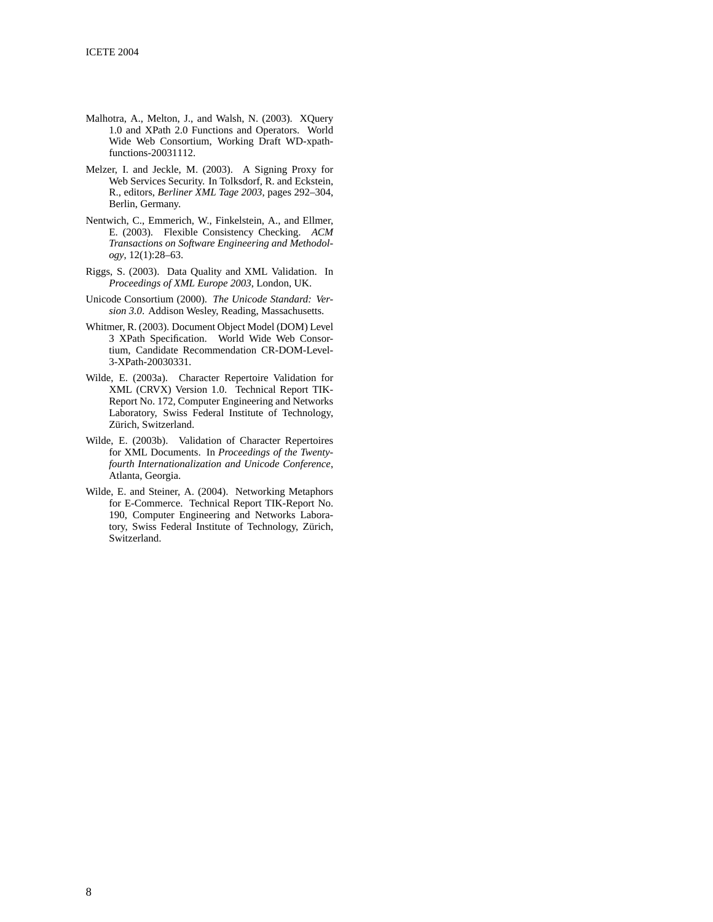Malhotra, A., Melton, J., and Walsh, N. (2003). XQuery 1.0 and XPath 2.0 Functions and Operators. World Wide Web Consortium, Working Draft WD-xpath-functions-20031112.

Melzer, I. and Jeckle, M. (2003). A Signing Proxy for Web Services Security. In Tolksdorf, R. and Eckstein, R., editors, *Berliner XML Tage 2003*, pages 292–304, Berlin, Germany.

Nentwich, C., Emmerich, W., Finkelstein, A., and Ellmer, E. (2003). Flexible Consistency Checking. *ACM Transactions on Software Engineering and Methodology*, 12(1):28–63.

Riggs, S. (2003). Data Quality and XML Validation. In *Proceedings of XML Europe 2003*, London, UK.

Unicode Consortium (2000). *The Unicode Standard: Version 3.0*. Addison Wesley, Reading, Massachusetts.

Whitmer, R. (2003). Document Object Model (DOM) Level 3 XPath Specification. World Wide Web Consortium, Candidate Recommendation CR-DOM-Level-3-XPath-20030331.

Wilde, E. (2003a). Character Repertoire Validation for XML (CRVX) Version 1.0. Technical Report TIK-Report No. 172, Computer Engineering and Networks Laboratory, Swiss Federal Institute of Technology, Zürich, Switzerland.

Wilde, E. (2003b). Validation of Character Repertoires for XML Documents. In *Proceedings of the Twenty-fourth Internationalization and Unicode Conference*, Atlanta, Georgia.

Wilde, E. and Steiner, A. (2004). Networking Metaphors for E-Commerce. Technical Report TIK-Report No. 190, Computer Engineering and Networks Laboratory, Swiss Federal Institute of Technology, Zürich, Switzerland.